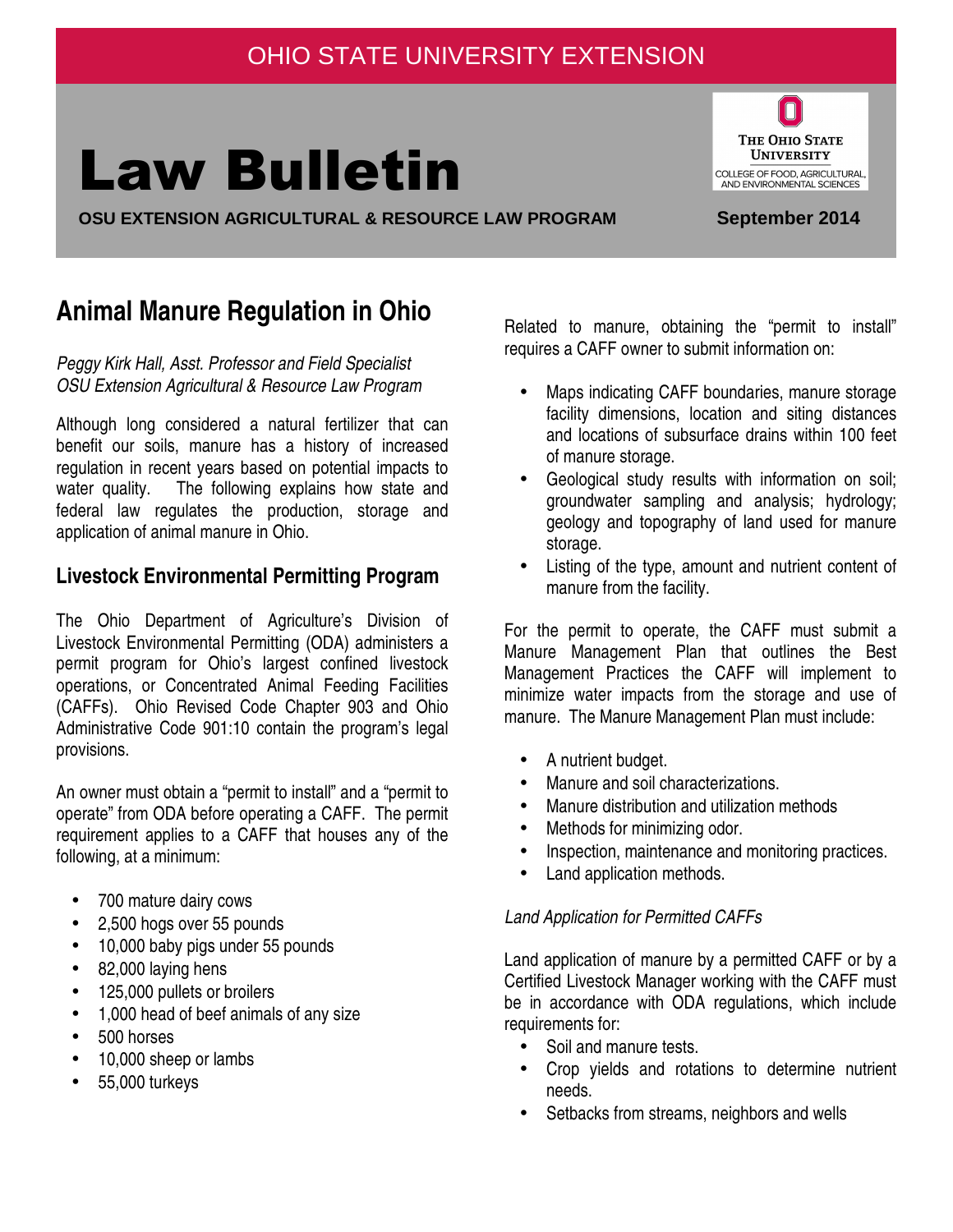OHIO STATE UNIVERSITY EXTENSION

# Law Bulletin

**OSU EXTENSION AGRICULTURAL & RESOURCE LAW PROGRAM** **September 2014**

## Animal Manure Regulation in Ohio

*Peggy Kirk Hall, Asst. Professor and Field Specialist*
*OSU Extension Agricultural & Resource Law Program*

Although long considered a natural fertilizer that can benefit our soils, manure has a history of increased regulation in recent years based on potential impacts to water quality. The following explains how state and federal law regulates the production, storage and application of animal manure in Ohio.

### Livestock Environmental Permitting Program

The Ohio Department of Agriculture's Division of Livestock Environmental Permitting (ODA) administers a permit program for Ohio's largest confined livestock operations, or Concentrated Animal Feeding Facilities (CAFFs). Ohio Revised Code Chapter 903 and Ohio Administrative Code 901:10 contain the program's legal provisions.

An owner must obtain a "permit to install" and a "permit to operate" from ODA before operating a CAFF. The permit requirement applies to a CAFF that houses any of the following, at a minimum:

- 700 mature dairy cows
- 2,500 hogs over 55 pounds
- 10,000 baby pigs under 55 pounds
- 82,000 laying hens
- 125,000 pullets or broilers
- 1,000 head of beef animals of any size
- 500 horses
- 10,000 sheep or lambs
- 55,000 turkeys

Related to manure, obtaining the "permit to install" requires a CAFF owner to submit information on:

- Maps indicating CAFF boundaries, manure storage facility dimensions, location and siting distances and locations of subsurface drains within 100 feet of manure storage.
- Geological study results with information on soil; groundwater sampling and analysis; hydrology; geology and topography of land used for manure storage.
- Listing of the type, amount and nutrient content of manure from the facility.

For the permit to operate, the CAFF must submit a Manure Management Plan that outlines the Best Management Practices the CAFF will implement to minimize water impacts from the storage and use of manure. The Manure Management Plan must include:

- A nutrient budget.
- Manure and soil characterizations.
- Manure distribution and utilization methods
- Methods for minimizing odor.
- Inspection, maintenance and monitoring practices.
- Land application methods.

*Land Application for Permitted CAFFs*

Land application of manure by a permitted CAFF or by a Certified Livestock Manager working with the CAFF must be in accordance with ODA regulations, which include requirements for:

- Soil and manure tests.
- Crop yields and rotations to determine nutrient needs.
- Setbacks from streams, neighbors and wells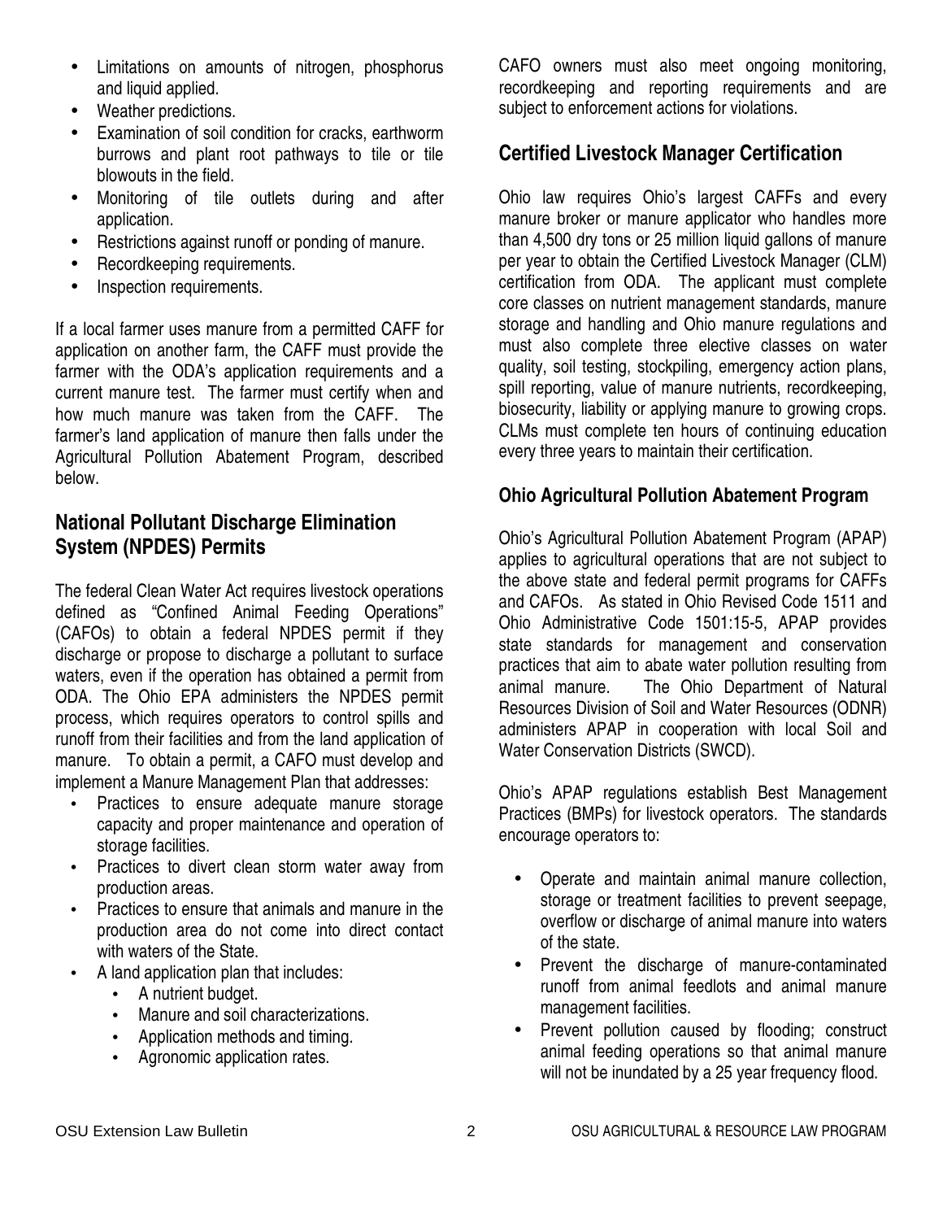- Limitations on amounts of nitrogen, phosphorus and liquid applied.
- Weather predictions.
- Examination of soil condition for cracks, earthworm burrows and plant root pathways to tile or tile blowouts in the field.
- Monitoring of tile outlets during and after application.
- Restrictions against runoff or ponding of manure.
- Recordkeeping requirements.
- Inspection requirements.

If a local farmer uses manure from a permitted CAFF for application on another farm, the CAFF must provide the farmer with the ODA's application requirements and a current manure test. The farmer must certify when and how much manure was taken from the CAFF. The farmer's land application of manure then falls under the Agricultural Pollution Abatement Program, described below.

## National Pollutant Discharge Elimination System (NPDES) Permits

The federal Clean Water Act requires livestock operations defined as "Confined Animal Feeding Operations" (CAFOs) to obtain a federal NPDES permit if they discharge or propose to discharge a pollutant to surface waters, even if the operation has obtained a permit from ODA. The Ohio EPA administers the NPDES permit process, which requires operators to control spills and runoff from their facilities and from the land application of manure. To obtain a permit, a CAFO must develop and implement a Manure Management Plan that addresses:

- Practices to ensure adequate manure storage capacity and proper maintenance and operation of storage facilities.
- Practices to divert clean storm water away from production areas.
- Practices to ensure that animals and manure in the production area do not come into direct contact with waters of the State.
- A land application plan that includes:
  - A nutrient budget.
  - Manure and soil characterizations.
  - Application methods and timing.
  - Agronomic application rates.

CAFO owners must also meet ongoing monitoring, recordkeeping and reporting requirements and are subject to enforcement actions for violations.

## Certified Livestock Manager Certification

Ohio law requires Ohio's largest CAFFs and every manure broker or manure applicator who handles more than 4,500 dry tons or 25 million liquid gallons of manure per year to obtain the Certified Livestock Manager (CLM) certification from ODA. The applicant must complete core classes on nutrient management standards, manure storage and handling and Ohio manure regulations and must also complete three elective classes on water quality, soil testing, stockpiling, emergency action plans, spill reporting, value of manure nutrients, recordkeeping, biosecurity, liability or applying manure to growing crops. CLMs must complete ten hours of continuing education every three years to maintain their certification.

### Ohio Agricultural Pollution Abatement Program

Ohio's Agricultural Pollution Abatement Program (APAP) applies to agricultural operations that are not subject to the above state and federal permit programs for CAFFs and CAFOs. As stated in Ohio Revised Code 1511 and Ohio Administrative Code 1501:15-5, APAP provides state standards for management and conservation practices that aim to abate water pollution resulting from animal manure. The Ohio Department of Natural Resources Division of Soil and Water Resources (ODNR) administers APAP in cooperation with local Soil and Water Conservation Districts (SWCD).

Ohio's APAP regulations establish Best Management Practices (BMPs) for livestock operators. The standards encourage operators to:

- Operate and maintain animal manure collection, storage or treatment facilities to prevent seepage, overflow or discharge of animal manure into waters of the state.
- Prevent the discharge of manure-contaminated runoff from animal feedlots and animal manure management facilities.
- Prevent pollution caused by flooding; construct animal feeding operations so that animal manure will not be inundated by a 25 year frequency flood.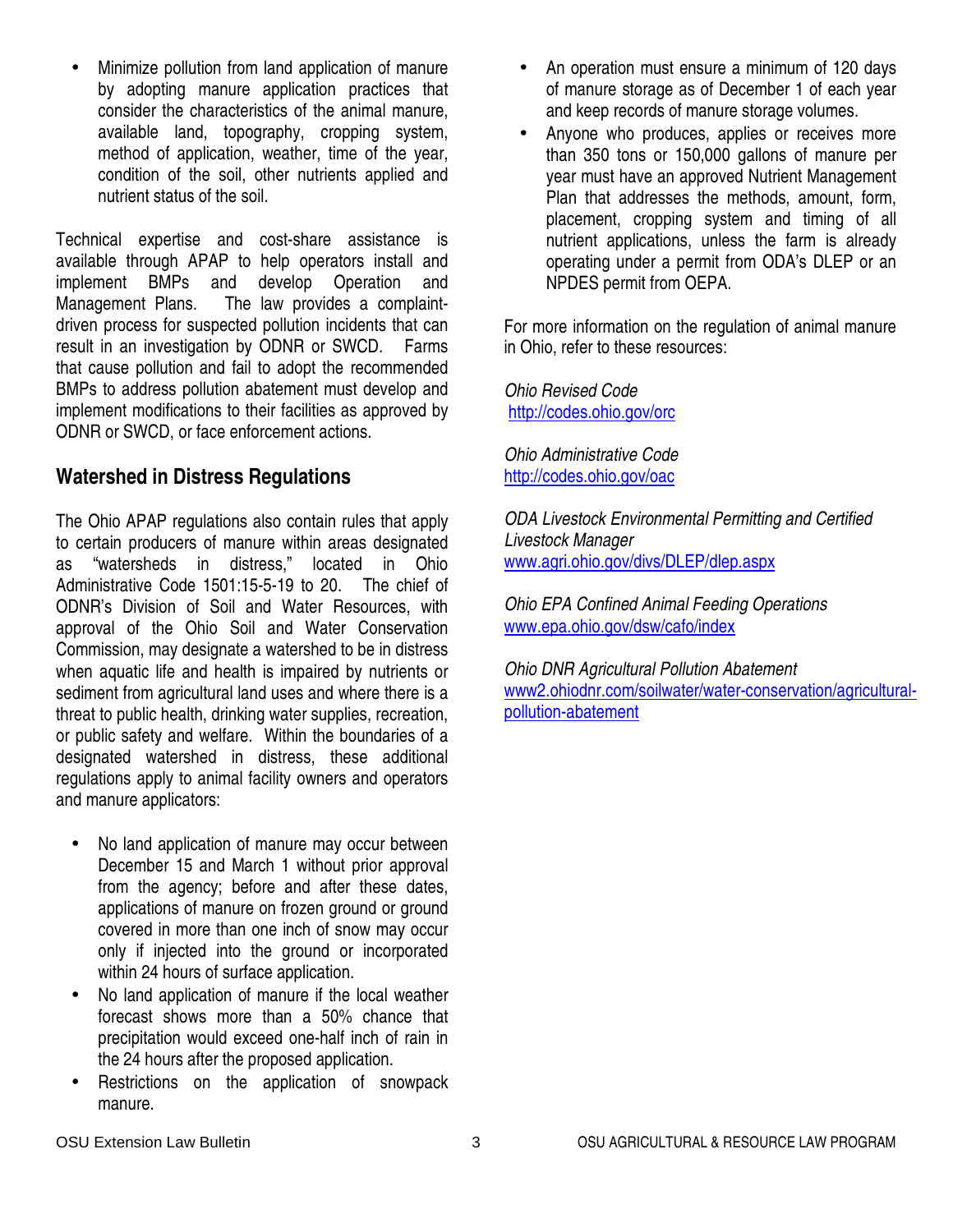- Minimize pollution from land application of manure by adopting manure application practices that consider the characteristics of the animal manure, available land, topography, cropping system, method of application, weather, time of the year, condition of the soil, other nutrients applied and nutrient status of the soil.

Technical expertise and cost-share assistance is available through APAP to help operators install and implement BMPs and develop Operation and Management Plans. The law provides a complaint-driven process for suspected pollution incidents that can result in an investigation by ODNR or SWCD. Farms that cause pollution and fail to adopt the recommended BMPs to address pollution abatement must develop and implement modifications to their facilities as approved by ODNR or SWCD, or face enforcement actions.

## Watershed in Distress Regulations

The Ohio APAP regulations also contain rules that apply to certain producers of manure within areas designated as "watersheds in distress," located in Ohio Administrative Code 1501:15-5-19 to 20. The chief of ODNR's Division of Soil and Water Resources, with approval of the Ohio Soil and Water Conservation Commission, may designate a watershed to be in distress when aquatic life and health is impaired by nutrients or sediment from agricultural land uses and where there is a threat to public health, drinking water supplies, recreation, or public safety and welfare. Within the boundaries of a designated watershed in distress, these additional regulations apply to animal facility owners and operators and manure applicators:

- No land application of manure may occur between December 15 and March 1 without prior approval from the agency; before and after these dates, applications of manure on frozen ground or ground covered in more than one inch of snow may occur only if injected into the ground or incorporated within 24 hours of surface application.
- No land application of manure if the local weather forecast shows more than a 50% chance that precipitation would exceed one-half inch of rain in the 24 hours after the proposed application.
- Restrictions on the application of snowpack manure.
- An operation must ensure a minimum of 120 days of manure storage as of December 1 of each year and keep records of manure storage volumes.
- Anyone who produces, applies or receives more than 350 tons or 150,000 gallons of manure per year must have an approved Nutrient Management Plan that addresses the methods, amount, form, placement, cropping system and timing of all nutrient applications, unless the farm is already operating under a permit from ODA's DLEP or an NPDES permit from OEPA.

For more information on the regulation of animal manure in Ohio, refer to these resources:

*Ohio Revised Code*
http://codes.ohio.gov/orc

*Ohio Administrative Code*
http://codes.ohio.gov/oac

*ODA Livestock Environmental Permitting and Certified Livestock Manager*
www.agri.ohio.gov/divs/DLEP/dlep.aspx

*Ohio EPA Confined Animal Feeding Operations*
www.epa.ohio.gov/dsw/cafo/index

*Ohio DNR Agricultural Pollution Abatement*
www2.ohiodnr.com/soilwater/water-conservation/agricultural-pollution-abatement